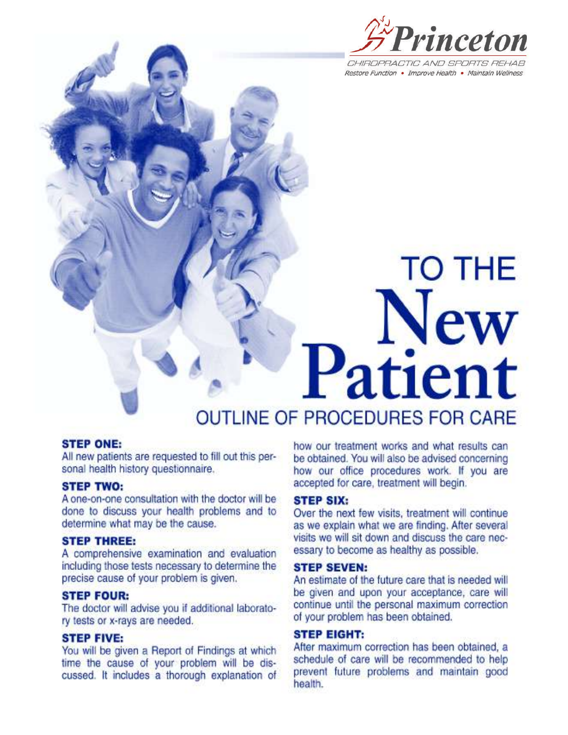**Princeton**

CHIROPRACTIC AND SPORTS REHAB

*Restore Function • Improve Health • Maintain Wellness*

# TO THE New Patient

## OUTLINE OF PROCEDURES FOR CARE

**STEP ONE:**
All new patients are requested to fill out this personal health history questionnaire.

**STEP TWO:**
A one-on-one consultation with the doctor will be done to discuss your health problems and to determine what may be the cause.

**STEP THREE:**
A comprehensive examination and evaluation including those tests necessary to determine the precise cause of your problem is given.

**STEP FOUR:**
The doctor will advise you if additional laboratory tests or x-rays are needed.

**STEP FIVE:**
You will be given a Report of Findings at which time the cause of your problem will be discussed. It includes a thorough explanation of how our treatment works and what results can be obtained. You will also be advised concerning how our office procedures work. If you are accepted for care, treatment will begin.

**STEP SIX:**
Over the next few visits, treatment will continue as we explain what we are finding. After several visits we will sit down and discuss the care necessary to become as healthy as possible.

**STEP SEVEN:**
An estimate of the future care that is needed will be given and upon your acceptance, care will continue until the personal maximum correction of your problem has been obtained.

**STEP EIGHT:**
After maximum correction has been obtained, a schedule of care will be recommended to help prevent future problems and maintain good health.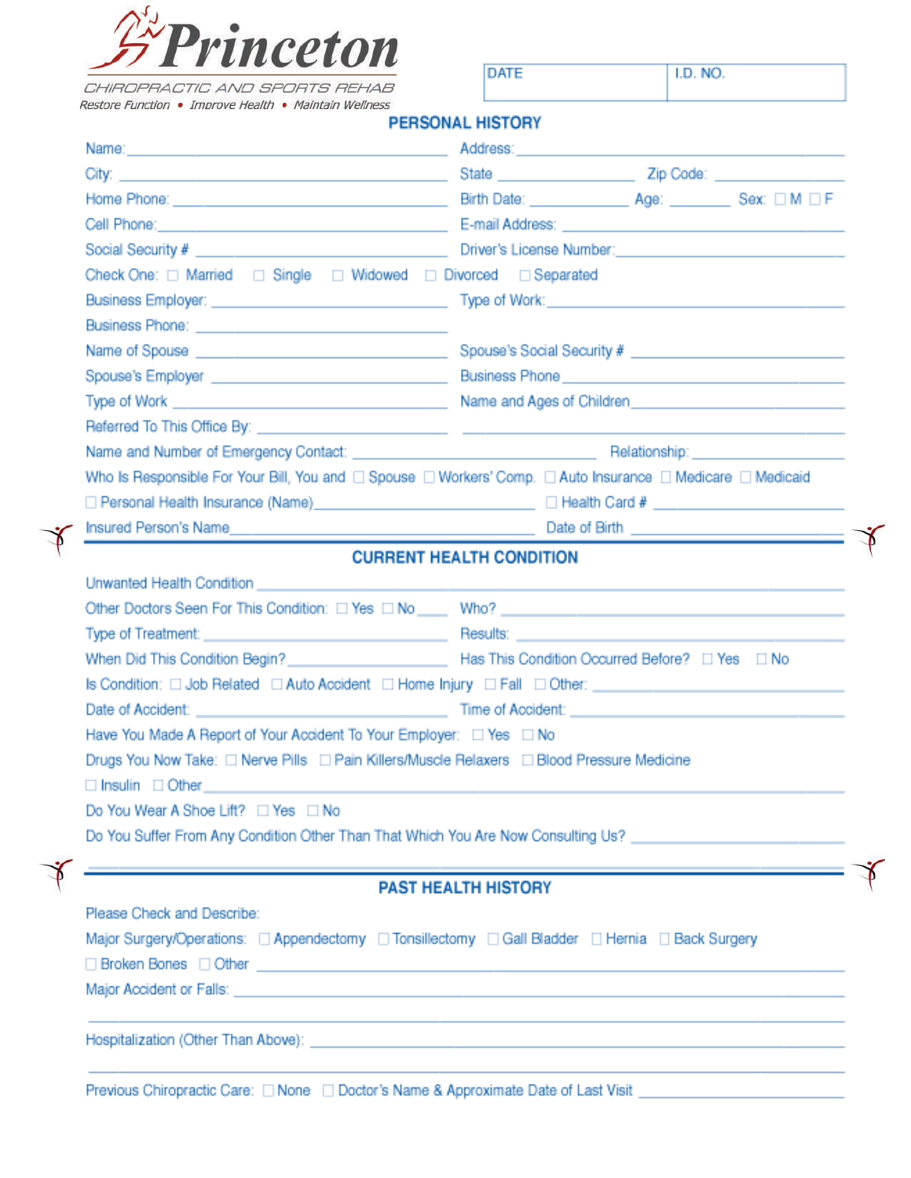# Princeton

CHIROPRACTIC AND SPORTS REHAB

*Restore Function • Improve Health • Maintain Wellness*

| DATE | I.D. NO. |
|---|---|
| | |

## PERSONAL HISTORY

Name: ______________________ Address: ______________________

City: ______________________ State ____________ Zip Code: ____________

Home Phone: ______________________ Birth Date: ____________ Age: ________ Sex: ☐ M ☐ F

Cell Phone: ______________________ E-mail Address: ______________________

Social Security # ______________________ Driver's License Number: ______________________

Check One: ☐ Married ☐ Single ☐ Widowed ☐ Divorced ☐ Separated

Business Employer: ______________________ Type of Work: ______________________

Business Phone: ______________________

Name of Spouse ______________________ Spouse's Social Security # ______________________

Spouse's Employer ______________________ Business Phone ______________________

Type of Work ______________________ Name and Ages of Children ______________________

Referred To This Office By: ______________________ ______________________

Name and Number of Emergency Contact: ______________________ Relationship: ____________

Who Is Responsible For Your Bill, You and ☐ Spouse ☐ Workers' Comp. ☐ Auto Insurance ☐ Medicare ☐ Medicaid

☐ Personal Health Insurance (Name) ______________________ ☐ Health Card # ______________________

Insured Person's Name ______________________ Date of Birth ______________________

## CURRENT HEALTH CONDITION

Unwanted Health Condition ______________________

Other Doctors Seen For This Condition: ☐ Yes ☐ No ____ Who? ______________________

Type of Treatment: ______________________ Results: ______________________

When Did This Condition Begin? ______________________ Has This Condition Occurred Before? ☐ Yes ☐ No

Is Condition: ☐ Job Related ☐ Auto Accident ☐ Home Injury ☐ Fall ☐ Other: ______________________

Date of Accident: ______________________ Time of Accident: ______________________

Have You Made A Report of Your Accident To Your Employer: ☐ Yes ☐ No

Drugs You Now Take: ☐ Nerve Pills ☐ Pain Killers/Muscle Relaxers ☐ Blood Pressure Medicine

☐ Insulin ☐ Other ______________________

Do You Wear A Shoe Lift? ☐ Yes ☐ No

Do You Suffer From Any Condition Other Than That Which You Are Now Consulting Us? ______________________

______________________

## PAST HEALTH HISTORY

Please Check and Describe:

Major Surgery/Operations: ☐ Appendectomy ☐ Tonsillectomy ☐ Gall Bladder ☐ Hernia ☐ Back Surgery

☐ Broken Bones ☐ Other ______________________

Major Accident or Falls: ______________________

______________________

Hospitalization (Other Than Above): ______________________

______________________

Previous Chiropractic Care: ☐ None ☐ Doctor's Name & Approximate Date of Last Visit ______________________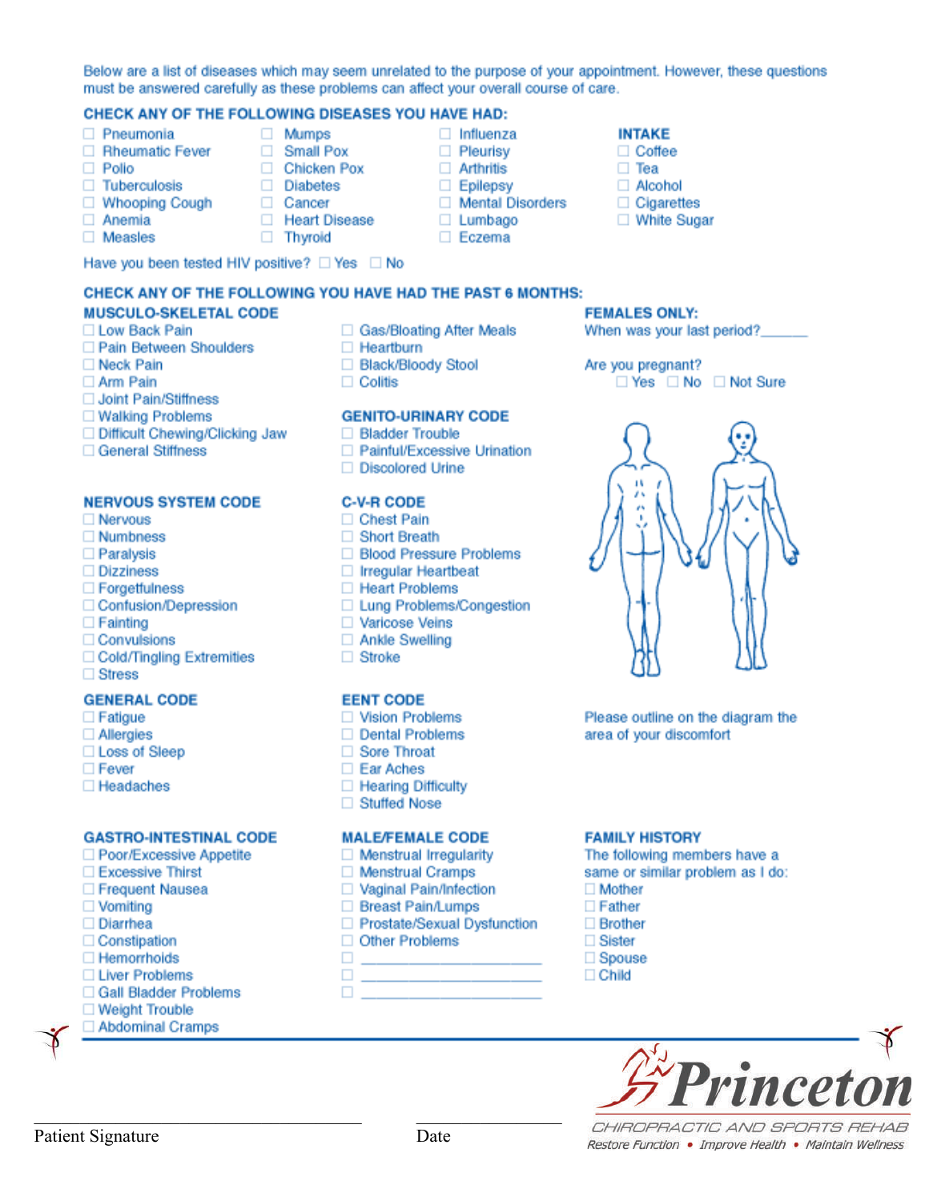Below are a list of diseases which may seem unrelated to the purpose of your appointment. However, these questions must be answered carefully as these problems can affect your overall course of care.

## CHECK ANY OF THE FOLLOWING DISEASES YOU HAVE HAD:

- ☐ Pneumonia
- ☐ Rheumatic Fever
- ☐ Polio
- ☐ Tuberculosis
- ☐ Whooping Cough
- ☐ Anemia
- ☐ Measles
- ☐ Mumps
- ☐ Small Pox
- ☐ Chicken Pox
- ☐ Diabetes
- ☐ Cancer
- ☐ Heart Disease
- ☐ Thyroid
- ☐ Influenza
- ☐ Pleurisy
- ☐ Arthritis
- ☐ Epilepsy
- ☐ Mental Disorders
- ☐ Lumbago
- ☐ Eczema

### INTAKE

- ☐ Coffee
- ☐ Tea
- ☐ Alcohol
- ☐ Cigarettes
- ☐ White Sugar

Have you been tested HIV positive? ☐ Yes ☐ No

## CHECK ANY OF THE FOLLOWING YOU HAVE HAD THE PAST 6 MONTHS:

### MUSCULO-SKELETAL CODE

- ☐ Low Back Pain
- ☐ Pain Between Shoulders
- ☐ Neck Pain
- ☐ Arm Pain
- ☐ Joint Pain/Stiffness
- ☐ Walking Problems
- ☐ Difficult Chewing/Clicking Jaw
- ☐ General Stiffness

### NERVOUS SYSTEM CODE

- ☐ Nervous
- ☐ Numbness
- ☐ Paralysis
- ☐ Dizziness
- ☐ Forgetfulness
- ☐ Confusion/Depression
- ☐ Fainting
- ☐ Convulsions
- ☐ Cold/Tingling Extremities
- ☐ Stress

### GENERAL CODE

- ☐ Fatigue
- ☐ Allergies
- ☐ Loss of Sleep
- ☐ Fever
- ☐ Headaches

### GASTRO-INTESTINAL CODE

- ☐ Poor/Excessive Appetite
- ☐ Excessive Thirst
- ☐ Frequent Nausea
- ☐ Vomiting
- ☐ Diarrhea
- ☐ Constipation
- ☐ Hemorrhoids
- ☐ Liver Problems
- ☐ Gall Bladder Problems
- ☐ Weight Trouble
- ☐ Abdominal Cramps
- ☐ Gas/Bloating After Meals
- ☐ Heartburn
- ☐ Black/Bloody Stool
- ☐ Colitis

### GENITO-URINARY CODE

- ☐ Bladder Trouble
- ☐ Painful/Excessive Urination
- ☐ Discolored Urine

### C-V-R CODE

- ☐ Chest Pain
- ☐ Short Breath
- ☐ Blood Pressure Problems
- ☐ Irregular Heartbeat
- ☐ Heart Problems
- ☐ Lung Problems/Congestion
- ☐ Varicose Veins
- ☐ Ankle Swelling
- ☐ Stroke

### EENT CODE

- ☐ Vision Problems
- ☐ Dental Problems
- ☐ Sore Throat
- ☐ Ear Aches
- ☐ Hearing Difficulty
- ☐ Stuffed Nose

### MALE/FEMALE CODE

- ☐ Menstrual Irregularity
- ☐ Menstrual Cramps
- ☐ Vaginal Pain/Infection
- ☐ Breast Pain/Lumps
- ☐ Prostate/Sexual Dysfunction
- ☐ Other Problems
- ☐ ______________________
- ☐ ______________________
- ☐ ______________________

### FEMALES ONLY:

When was your last period?______

Are you pregnant? ☐ Yes ☐ No ☐ Not Sure

Please outline on the diagram the area of your discomfort

### FAMILY HISTORY

The following members have a same or similar problem as I do:

- ☐ Mother
- ☐ Father
- ☐ Brother
- ☐ Sister
- ☐ Spouse
- ☐ Child

______________________________ Patient Signature

______________________________ Date

**Princeton**
CHIROPRACTIC AND SPORTS REHAB
*Restore Function • Improve Health • Maintain Wellness*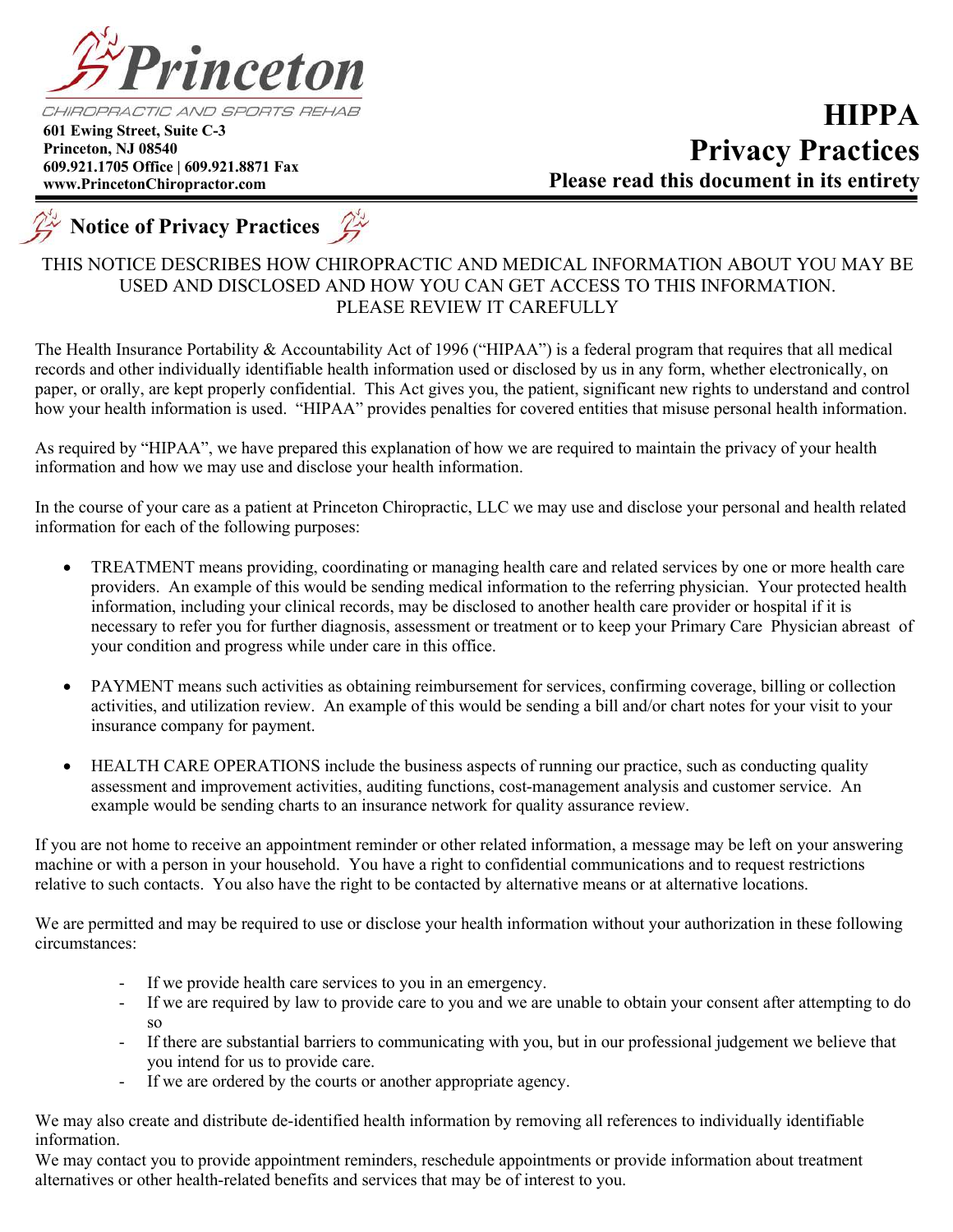**Princeton**

CHIROPRACTIC AND SPORTS REHAB

**601 Ewing Street, Suite C-3**
**Princeton, NJ 08540**
**609.921.1705 Office | 609.921.8871 Fax**
**www.PrincetonChiropractor.com**

# HIPPA Privacy Practices

**Please read this document in its entirety**

## Notice of Privacy Practices

THIS NOTICE DESCRIBES HOW CHIROPRACTIC AND MEDICAL INFORMATION ABOUT YOU MAY BE USED AND DISCLOSED AND HOW YOU CAN GET ACCESS TO THIS INFORMATION. PLEASE REVIEW IT CAREFULLY

The Health Insurance Portability & Accountability Act of 1996 ("HIPAA") is a federal program that requires that all medical records and other individually identifiable health information used or disclosed by us in any form, whether electronically, on paper, or orally, are kept properly confidential. This Act gives you, the patient, significant new rights to understand and control how your health information is used. "HIPAA" provides penalties for covered entities that misuse personal health information.

As required by "HIPAA", we have prepared this explanation of how we are required to maintain the privacy of your health information and how we may use and disclose your health information.

In the course of your care as a patient at Princeton Chiropractic, LLC we may use and disclose your personal and health related information for each of the following purposes:

- TREATMENT means providing, coordinating or managing health care and related services by one or more health care providers. An example of this would be sending medical information to the referring physician. Your protected health information, including your clinical records, may be disclosed to another health care provider or hospital if it is necessary to refer you for further diagnosis, assessment or treatment or to keep your Primary Care Physician abreast of your condition and progress while under care in this office.

- PAYMENT means such activities as obtaining reimbursement for services, confirming coverage, billing or collection activities, and utilization review. An example of this would be sending a bill and/or chart notes for your visit to your insurance company for payment.

- HEALTH CARE OPERATIONS include the business aspects of running our practice, such as conducting quality assessment and improvement activities, auditing functions, cost-management analysis and customer service. An example would be sending charts to an insurance network for quality assurance review.

If you are not home to receive an appointment reminder or other related information, a message may be left on your answering machine or with a person in your household. You have a right to confidential communications and to request restrictions relative to such contacts. You also have the right to be contacted by alternative means or at alternative locations.

We are permitted and may be required to use or disclose your health information without your authorization in these following circumstances:

- If we provide health care services to you in an emergency.
- If we are required by law to provide care to you and we are unable to obtain your consent after attempting to do so
- If there are substantial barriers to communicating with you, but in our professional judgement we believe that you intend for us to provide care.
- If we are ordered by the courts or another appropriate agency.

We may also create and distribute de-identified health information by removing all references to individually identifiable information.

We may contact you to provide appointment reminders, reschedule appointments or provide information about treatment alternatives or other health-related benefits and services that may be of interest to you.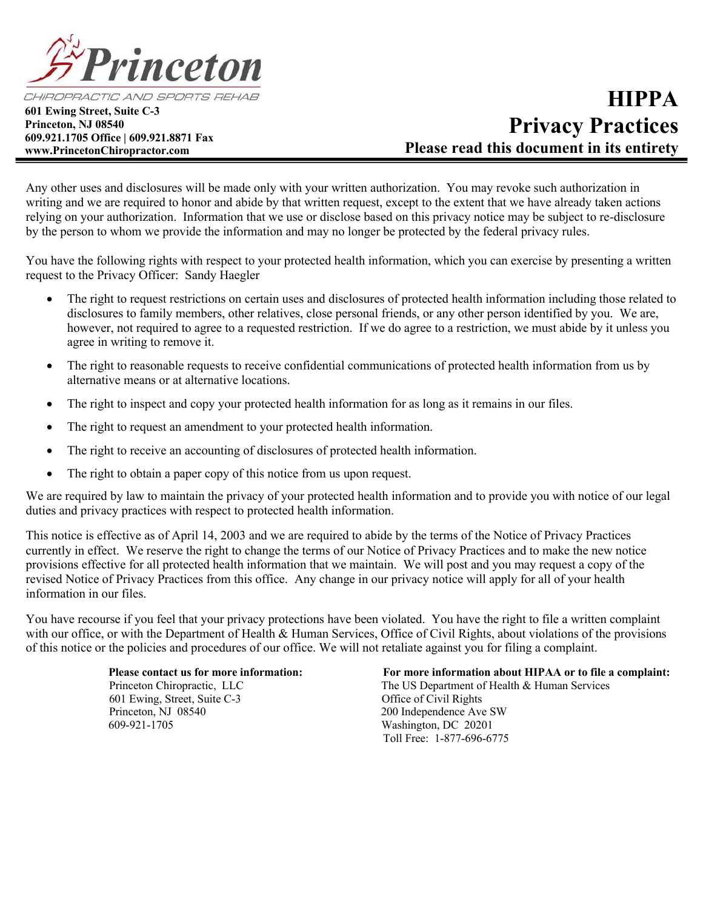Princeton
CHIROPRACTIC AND SPORTS REHAB

**601 Ewing Street, Suite C-3**
**Princeton, NJ 08540**
**609.921.1705 Office | 609.921.8871 Fax**
**www.PrincetonChiropractor.com**

# HIPPA
# Privacy Practices
## Please read this document in its entirety

Any other uses and disclosures will be made only with your written authorization. You may revoke such authorization in writing and we are required to honor and abide by that written request, except to the extent that we have already taken actions relying on your authorization. Information that we use or disclose based on this privacy notice may be subject to re-disclosure by the person to whom we provide the information and may no longer be protected by the federal privacy rules.

You have the following rights with respect to your protected health information, which you can exercise by presenting a written request to the Privacy Officer: Sandy Haegler

- The right to request restrictions on certain uses and disclosures of protected health information including those related to disclosures to family members, other relatives, close personal friends, or any other person identified by you. We are, however, not required to agree to a requested restriction. If we do agree to a restriction, we must abide by it unless you agree in writing to remove it.
- The right to reasonable requests to receive confidential communications of protected health information from us by alternative means or at alternative locations.
- The right to inspect and copy your protected health information for as long as it remains in our files.
- The right to request an amendment to your protected health information.
- The right to receive an accounting of disclosures of protected health information.
- The right to obtain a paper copy of this notice from us upon request.

We are required by law to maintain the privacy of your protected health information and to provide you with notice of our legal duties and privacy practices with respect to protected health information.

This notice is effective as of April 14, 2003 and we are required to abide by the terms of the Notice of Privacy Practices currently in effect. We reserve the right to change the terms of our Notice of Privacy Practices and to make the new notice provisions effective for all protected health information that we maintain. We will post and you may request a copy of the revised Notice of Privacy Practices from this office. Any change in our privacy notice will apply for all of your health information in our files.

You have recourse if you feel that your privacy protections have been violated. You have the right to file a written complaint with our office, or with the Department of Health & Human Services, Office of Civil Rights, about violations of the provisions of this notice or the policies and procedures of our office. We will not retaliate against you for filing a complaint.

**Please contact us for more information:**
Princeton Chiropractic, LLC
601 Ewing, Street, Suite C-3
Princeton, NJ 08540
609-921-1705

**For more information about HIPAA or to file a complaint:**
The US Department of Health & Human Services
Office of Civil Rights
200 Independence Ave SW
Washington, DC 20201
Toll Free: 1-877-696-6775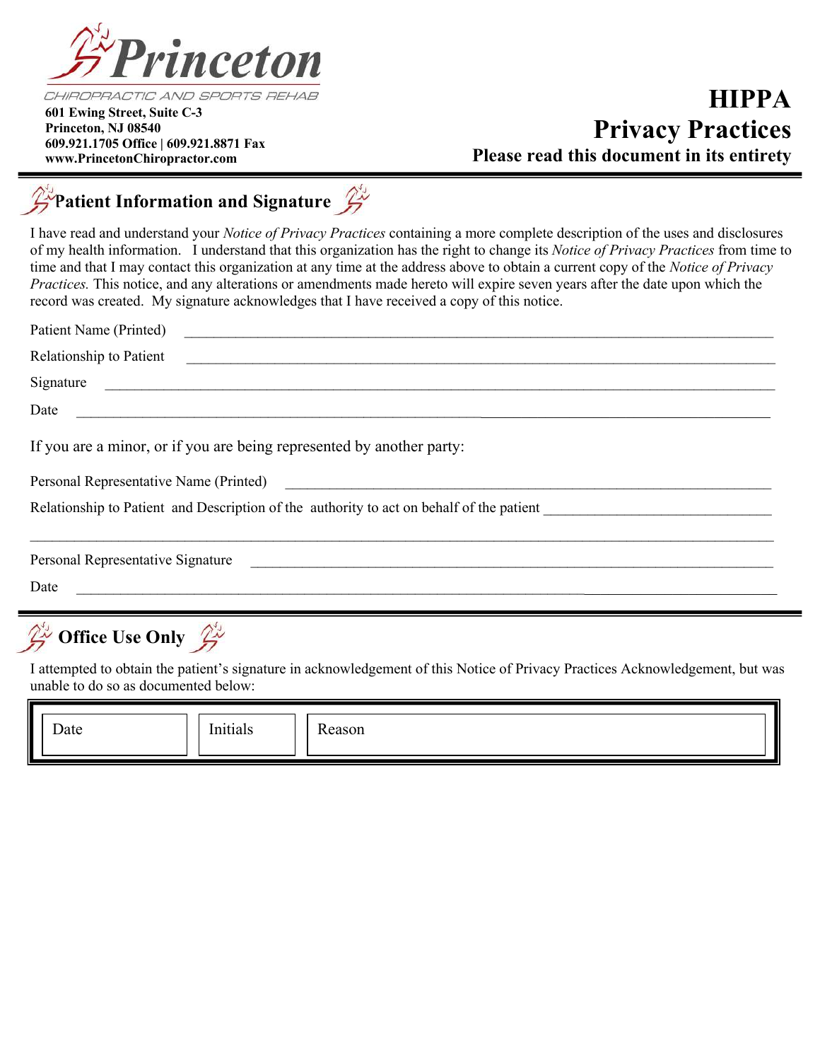**Princeton**

CHIROPRACTIC AND SPORTS REHAB

**601 Ewing Street, Suite C-3**
**Princeton, NJ 08540**
**609.921.1705 Office | 609.921.8871 Fax**
**www.PrincetonChiropractor.com**

# HIPPA Privacy Practices

**Please read this document in its entirety**

## Patient Information and Signature

I have read and understand your *Notice of Privacy Practices* containing a more complete description of the uses and disclosures of my health information. I understand that this organization has the right to change its *Notice of Privacy Practices* from time to time and that I may contact this organization at any time at the address above to obtain a current copy of the *Notice of Privacy Practices.* This notice, and any alterations or amendments made hereto will expire seven years after the date upon which the record was created. My signature acknowledges that I have received a copy of this notice.

Patient Name (Printed) ______________________________

Relationship to Patient ______________________________

Signature ______________________________

Date ______________________________

If you are a minor, or if you are being represented by another party:

Personal Representative Name (Printed) ______________________________

Relationship to Patient and Description of the authority to act on behalf of the patient ______________________________

______________________________

Personal Representative Signature ______________________________

Date ______________________________

## Office Use Only

I attempted to obtain the patient's signature in acknowledgement of this Notice of Privacy Practices Acknowledgement, but was unable to do so as documented below:

| Date | Initials | Reason |
|---|---|---|
| | | |